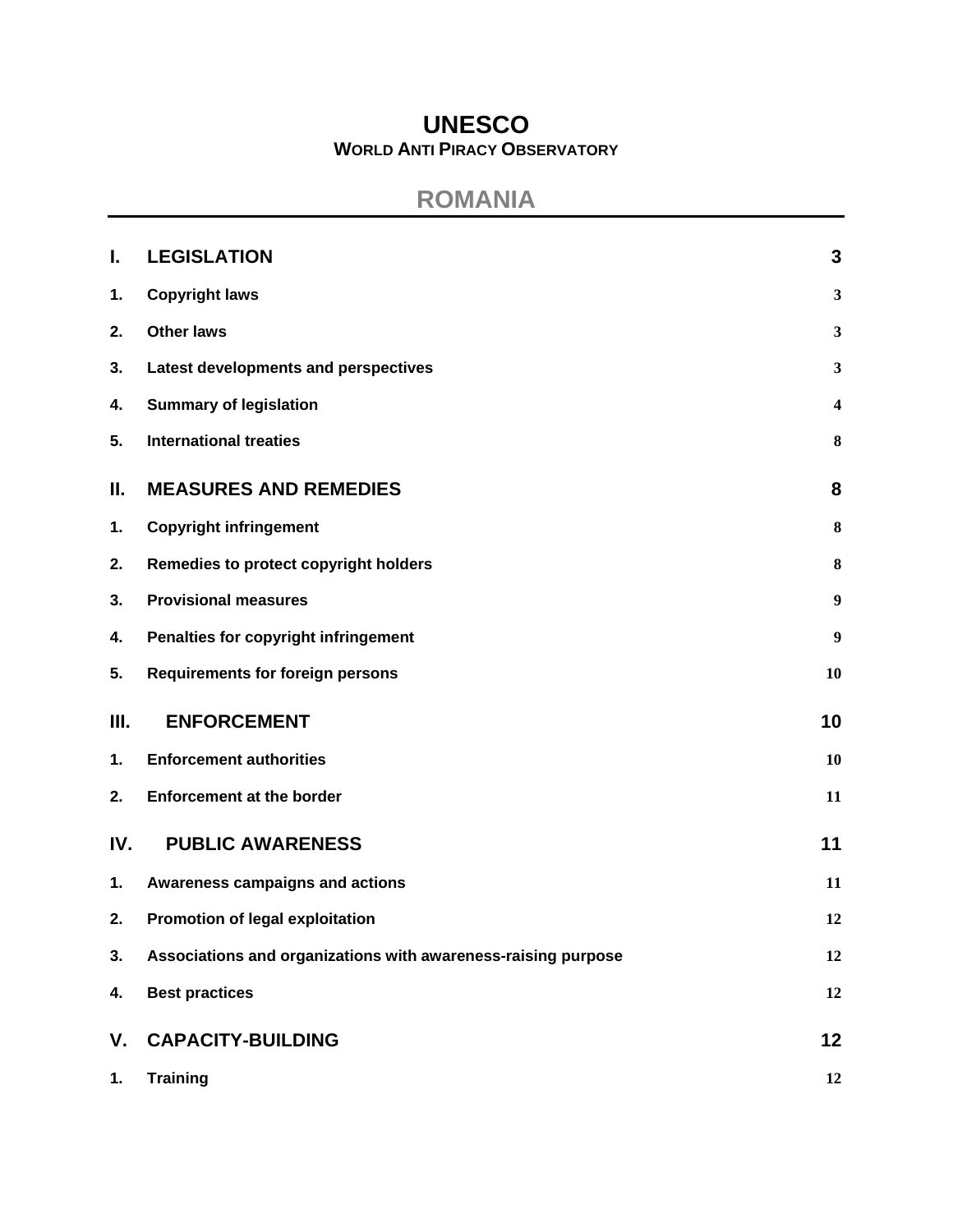# UNESCO

**WORLD ANTI PIRACY OBSERVATORY**

## ROMANIA

| | | |
|---|---|---|
| **I.** | **LEGISLATION** | **3** |
| **1.** | **Copyright laws** | **3** |
| **2.** | **Other laws** | **3** |
| **3.** | **Latest developments and perspectives** | **3** |
| **4.** | **Summary of legislation** | **4** |
| **5.** | **International treaties** | **8** |
| **II.** | **MEASURES AND REMEDIES** | **8** |
| **1.** | **Copyright infringement** | **8** |
| **2.** | **Remedies to protect copyright holders** | **8** |
| **3.** | **Provisional measures** | **9** |
| **4.** | **Penalties for copyright infringement** | **9** |
| **5.** | **Requirements for foreign persons** | **10** |
| **III.** | **ENFORCEMENT** | **10** |
| **1.** | **Enforcement authorities** | **10** |
| **2.** | **Enforcement at the border** | **11** |
| **IV.** | **PUBLIC AWARENESS** | **11** |
| **1.** | **Awareness campaigns and actions** | **11** |
| **2.** | **Promotion of legal exploitation** | **12** |
| **3.** | **Associations and organizations with awareness-raising purpose** | **12** |
| **4.** | **Best practices** | **12** |
| **V.** | **CAPACITY-BUILDING** | **12** |
| **1.** | **Training** | **12** |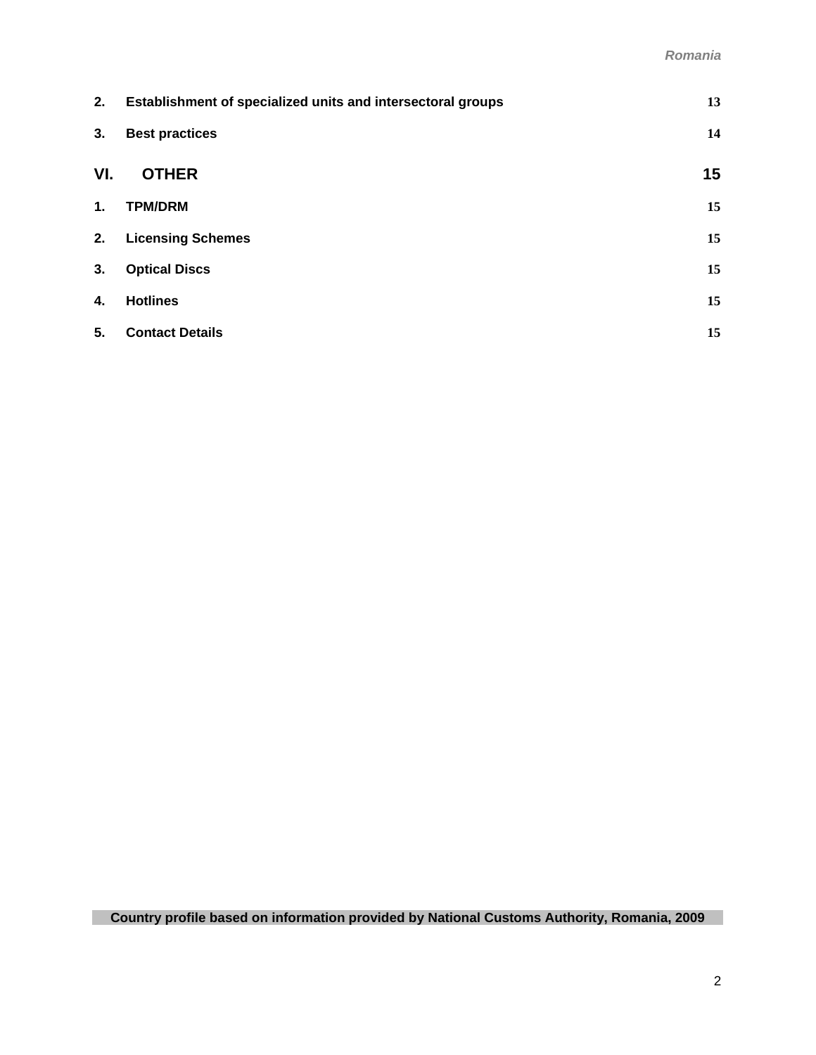**2. Establishment of specialized units and intersectoral groups** 13

**3. Best practices** 14

## VI. OTHER 15

**1. TPM/DRM** 15

**2. Licensing Schemes** 15

**3. Optical Discs** 15

**4. Hotlines** 15

**5. Contact Details** 15

**Country profile based on information provided by National Customs Authority, Romania, 2009**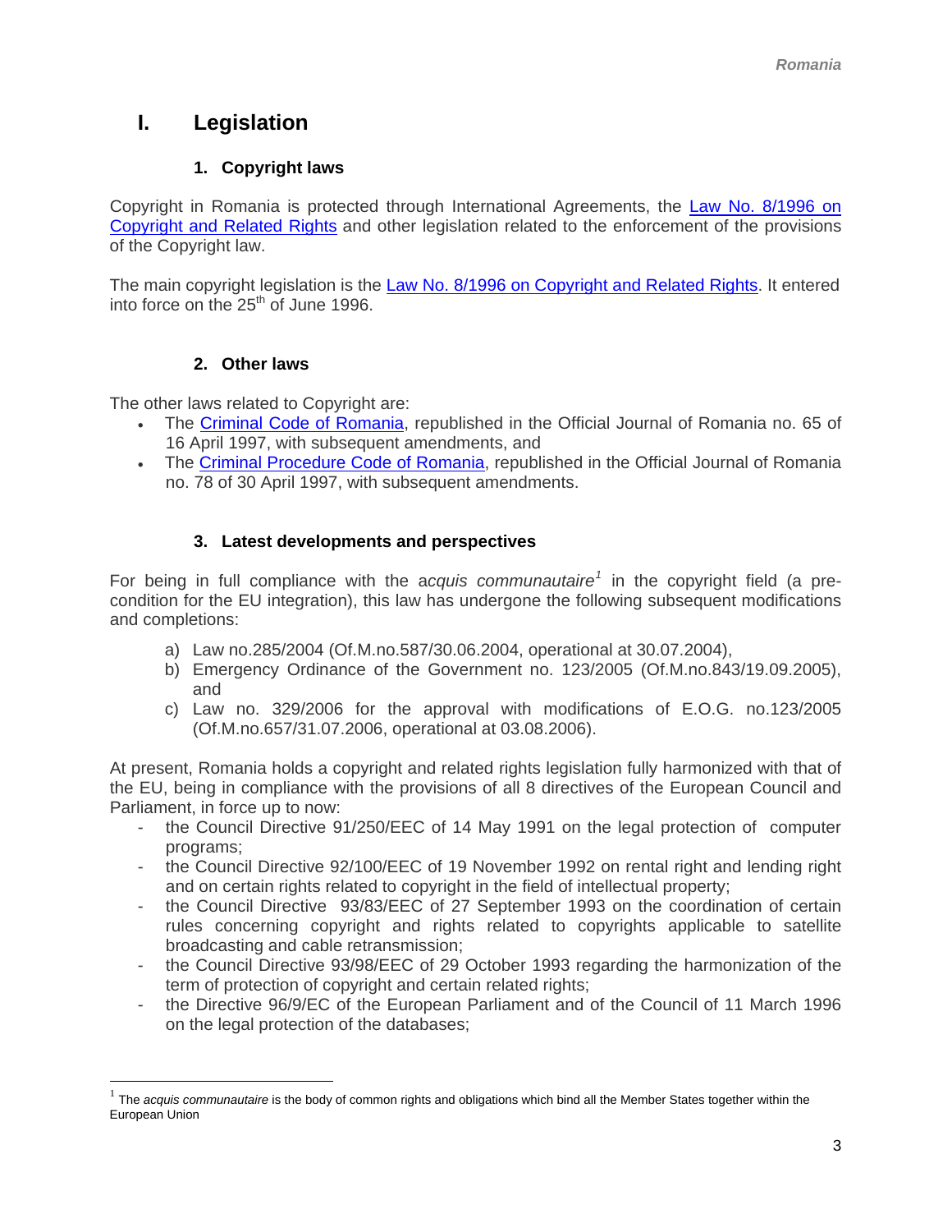# I. Legislation

## 1. Copyright laws

Copyright in Romania is protected through International Agreements, the Law No. 8/1996 on Copyright and Related Rights and other legislation related to the enforcement of the provisions of the Copyright law.

The main copyright legislation is the Law No. 8/1996 on Copyright and Related Rights. It entered into force on the 25th of June 1996.

## 2. Other laws

The other laws related to Copyright are:

- The Criminal Code of Romania, republished in the Official Journal of Romania no. 65 of 16 April 1997, with subsequent amendments, and
- The Criminal Procedure Code of Romania, republished in the Official Journal of Romania no. 78 of 30 April 1997, with subsequent amendments.

## 3. Latest developments and perspectives

For being in full compliance with the a*cquis communautaire*[1] in the copyright field (a pre-condition for the EU integration), this law has undergone the following subsequent modifications and completions:

a) Law no.285/2004 (Of.M.no.587/30.06.2004, operational at 30.07.2004),
b) Emergency Ordinance of the Government no. 123/2005 (Of.M.no.843/19.09.2005), and
c) Law no. 329/2006 for the approval with modifications of E.O.G. no.123/2005 (Of.M.no.657/31.07.2006, operational at 03.08.2006).

At present, Romania holds a copyright and related rights legislation fully harmonized with that of the EU, being in compliance with the provisions of all 8 directives of the European Council and Parliament, in force up to now:

- the Council Directive 91/250/EEC of 14 May 1991 on the legal protection of computer programs;
- the Council Directive 92/100/EEC of 19 November 1992 on rental right and lending right and on certain rights related to copyright in the field of intellectual property;
- the Council Directive 93/83/EEC of 27 September 1993 on the coordination of certain rules concerning copyright and rights related to copyrights applicable to satellite broadcasting and cable retransmission;
- the Council Directive 93/98/EEC of 29 October 1993 regarding the harmonization of the term of protection of copyright and certain related rights;
- the Directive 96/9/EC of the European Parliament and of the Council of 11 March 1996 on the legal protection of the databases;

---

[1] The *acquis communautaire* is the body of common rights and obligations which bind all the Member States together within the European Union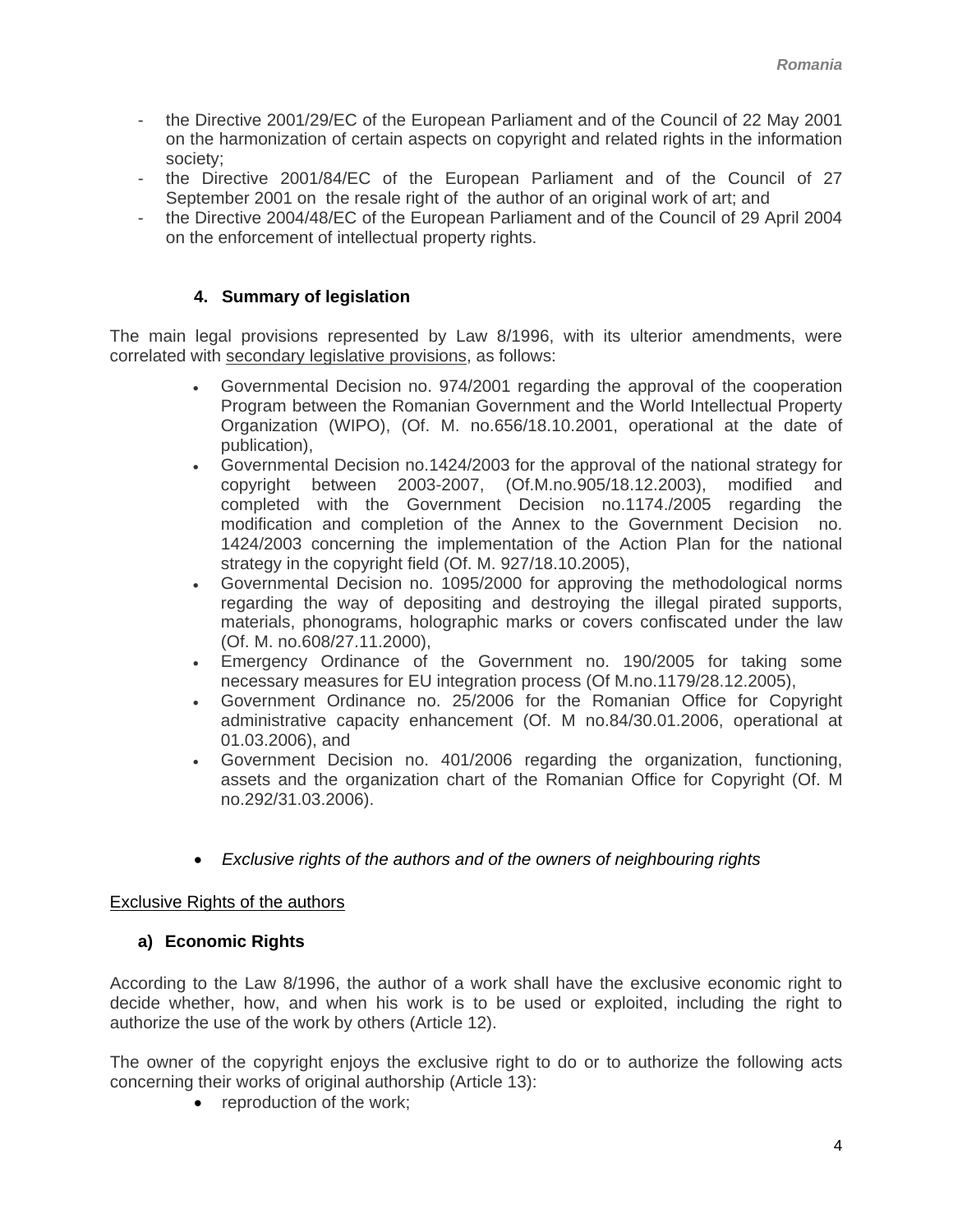- the Directive 2001/29/EC of the European Parliament and of the Council of 22 May 2001 on the harmonization of certain aspects on copyright and related rights in the information society;
- the Directive 2001/84/EC of the European Parliament and of the Council of 27 September 2001 on the resale right of the author of an original work of art; and
- the Directive 2004/48/EC of the European Parliament and of the Council of 29 April 2004 on the enforcement of intellectual property rights.

### 4. Summary of legislation

The main legal provisions represented by Law 8/1996, with its ulterior amendments, were correlated with secondary legislative provisions, as follows:

- Governmental Decision no. 974/2001 regarding the approval of the cooperation Program between the Romanian Government and the World Intellectual Property Organization (WIPO), (Of. M. no.656/18.10.2001, operational at the date of publication),
- Governmental Decision no.1424/2003 for the approval of the national strategy for copyright between 2003-2007, (Of.M.no.905/18.12.2003), modified and completed with the Government Decision no.1174./2005 regarding the modification and completion of the Annex to the Government Decision no. 1424/2003 concerning the implementation of the Action Plan for the national strategy in the copyright field (Of. M. 927/18.10.2005),
- Governmental Decision no. 1095/2000 for approving the methodological norms regarding the way of depositing and destroying the illegal pirated supports, materials, phonograms, holographic marks or covers confiscated under the law (Of. M. no.608/27.11.2000),
- Emergency Ordinance of the Government no. 190/2005 for taking some necessary measures for EU integration process (Of M.no.1179/28.12.2005),
- Government Ordinance no. 25/2006 for the Romanian Office for Copyright administrative capacity enhancement (Of. M no.84/30.01.2006, operational at 01.03.2006), and
- Government Decision no. 401/2006 regarding the organization, functioning, assets and the organization chart of the Romanian Office for Copyright (Of. M no.292/31.03.2006).

- *Exclusive rights of the authors and of the owners of neighbouring rights*

Exclusive Rights of the authors

#### a) Economic Rights

According to the Law 8/1996, the author of a work shall have the exclusive economic right to decide whether, how, and when his work is to be used or exploited, including the right to authorize the use of the work by others (Article 12).

The owner of the copyright enjoys the exclusive right to do or to authorize the following acts concerning their works of original authorship (Article 13):

- reproduction of the work;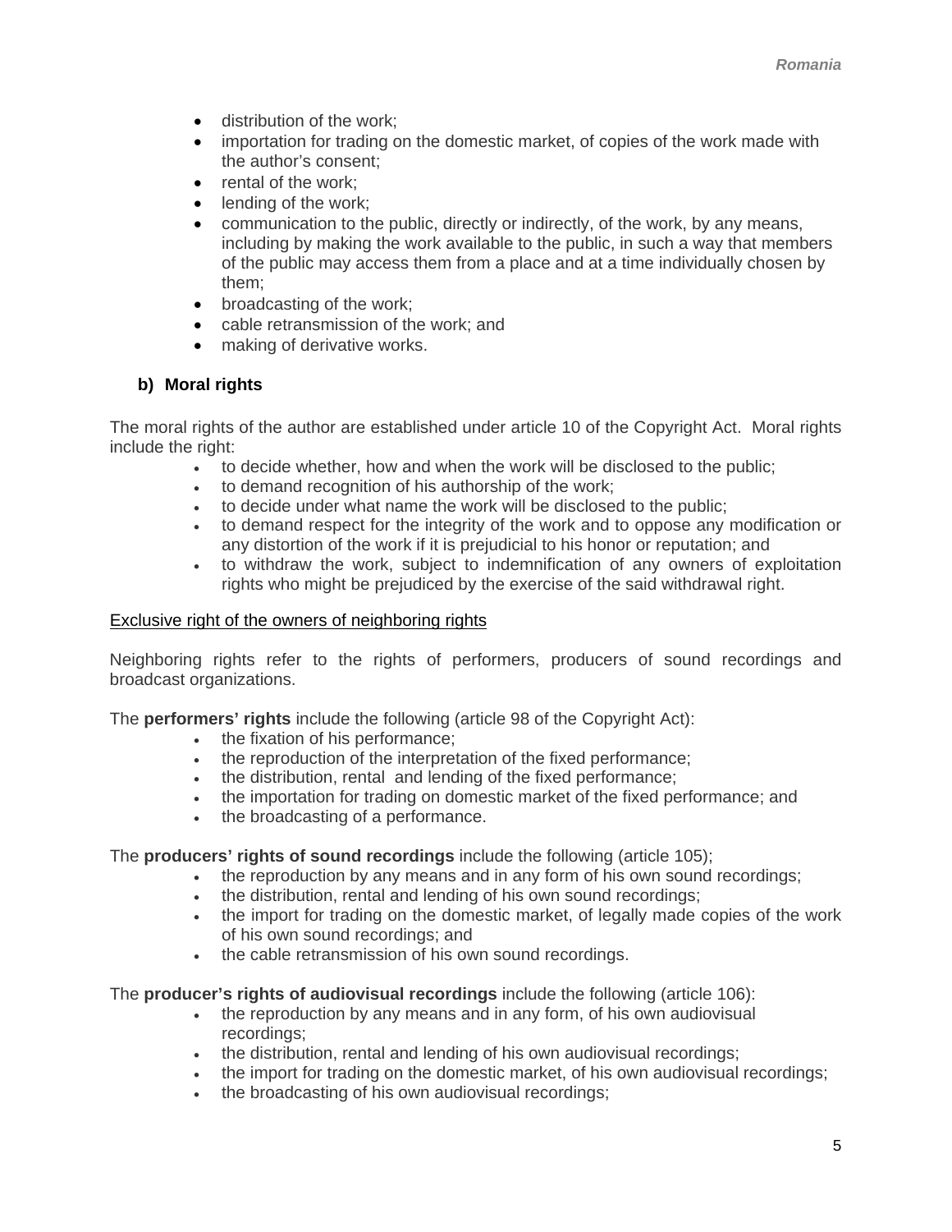- distribution of the work;
- importation for trading on the domestic market, of copies of the work made with the author's consent;
- rental of the work;
- lending of the work;
- communication to the public, directly or indirectly, of the work, by any means, including by making the work available to the public, in such a way that members of the public may access them from a place and at a time individually chosen by them;
- broadcasting of the work;
- cable retransmission of the work; and
- making of derivative works.

**b) Moral rights**

The moral rights of the author are established under article 10 of the Copyright Act. Moral rights include the right:

- to decide whether, how and when the work will be disclosed to the public;
- to demand recognition of his authorship of the work;
- to decide under what name the work will be disclosed to the public;
- to demand respect for the integrity of the work and to oppose any modification or any distortion of the work if it is prejudicial to his honor or reputation; and
- to withdraw the work, subject to indemnification of any owners of exploitation rights who might be prejudiced by the exercise of the said withdrawal right.

<u>Exclusive right of the owners of neighboring rights</u>

Neighboring rights refer to the rights of performers, producers of sound recordings and broadcast organizations.

The **performers' rights** include the following (article 98 of the Copyright Act):

- the fixation of his performance;
- the reproduction of the interpretation of the fixed performance;
- the distribution, rental and lending of the fixed performance;
- the importation for trading on domestic market of the fixed performance; and
- the broadcasting of a performance.

The **producers' rights of sound recordings** include the following (article 105);

- the reproduction by any means and in any form of his own sound recordings;
- the distribution, rental and lending of his own sound recordings;
- the import for trading on the domestic market, of legally made copies of the work of his own sound recordings; and
- the cable retransmission of his own sound recordings.

The **producer's rights of audiovisual recordings** include the following (article 106):

- the reproduction by any means and in any form, of his own audiovisual recordings;
- the distribution, rental and lending of his own audiovisual recordings;
- the import for trading on the domestic market, of his own audiovisual recordings;
- the broadcasting of his own audiovisual recordings;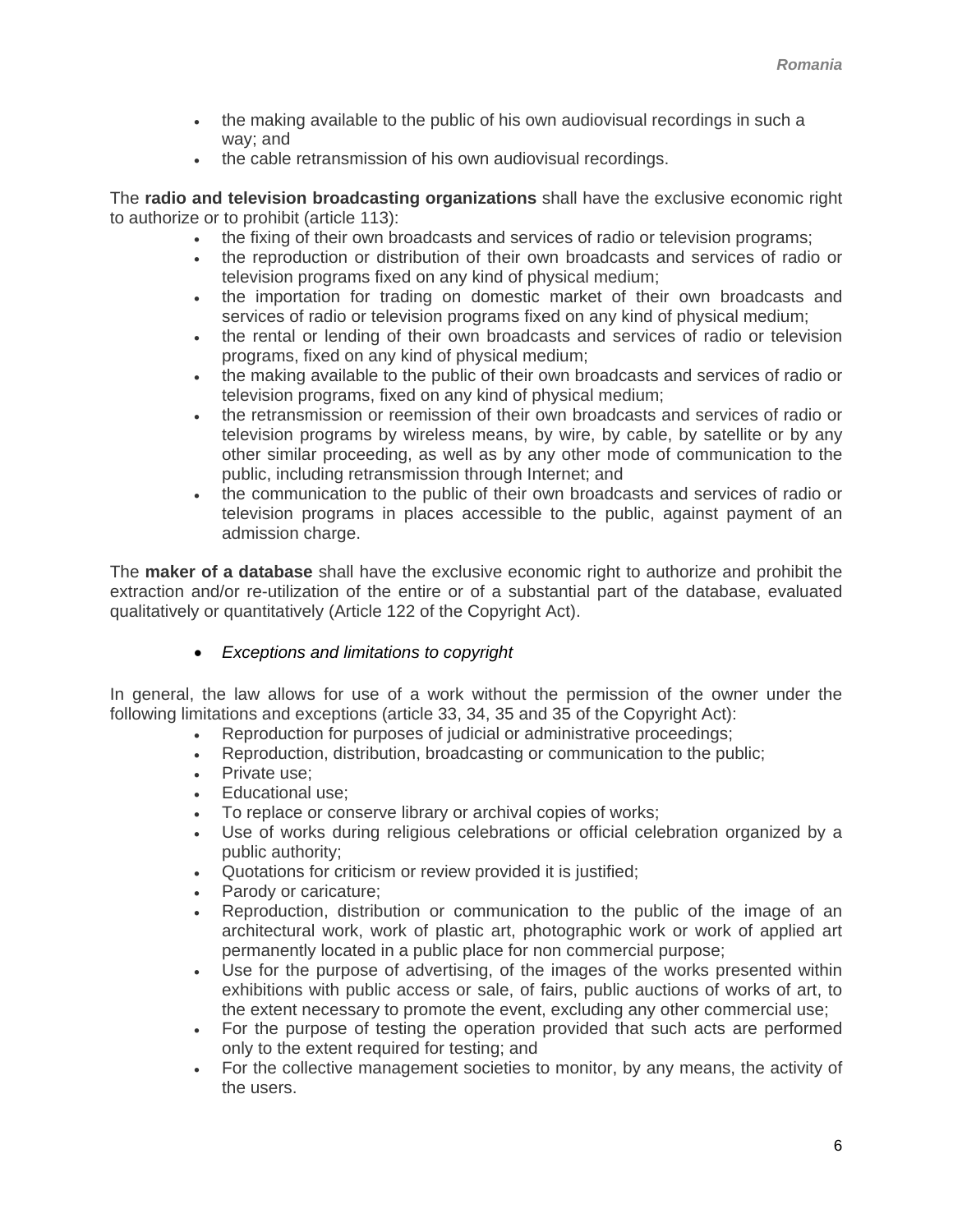- the making available to the public of his own audiovisual recordings in such a way; and
- the cable retransmission of his own audiovisual recordings.

The **radio and television broadcasting organizations** shall have the exclusive economic right to authorize or to prohibit (article 113):

- the fixing of their own broadcasts and services of radio or television programs;
- the reproduction or distribution of their own broadcasts and services of radio or television programs fixed on any kind of physical medium;
- the importation for trading on domestic market of their own broadcasts and services of radio or television programs fixed on any kind of physical medium;
- the rental or lending of their own broadcasts and services of radio or television programs, fixed on any kind of physical medium;
- the making available to the public of their own broadcasts and services of radio or television programs, fixed on any kind of physical medium;
- the retransmission or reemission of their own broadcasts and services of radio or television programs by wireless means, by wire, by cable, by satellite or by any other similar proceeding, as well as by any other mode of communication to the public, including retransmission through Internet; and
- the communication to the public of their own broadcasts and services of radio or television programs in places accessible to the public, against payment of an admission charge.

The **maker of a database** shall have the exclusive economic right to authorize and prohibit the extraction and/or re-utilization of the entire or of a substantial part of the database, evaluated qualitatively or quantitatively (Article 122 of the Copyright Act).

- *Exceptions and limitations to copyright*

In general, the law allows for use of a work without the permission of the owner under the following limitations and exceptions (article 33, 34, 35 and 35 of the Copyright Act):

- Reproduction for purposes of judicial or administrative proceedings;
- Reproduction, distribution, broadcasting or communication to the public;
- Private use;
- Educational use;
- To replace or conserve library or archival copies of works;
- Use of works during religious celebrations or official celebration organized by a public authority;
- Quotations for criticism or review provided it is justified;
- Parody or caricature;
- Reproduction, distribution or communication to the public of the image of an architectural work, work of plastic art, photographic work or work of applied art permanently located in a public place for non commercial purpose;
- Use for the purpose of advertising, of the images of the works presented within exhibitions with public access or sale, of fairs, public auctions of works of art, to the extent necessary to promote the event, excluding any other commercial use;
- For the purpose of testing the operation provided that such acts are performed only to the extent required for testing; and
- For the collective management societies to monitor, by any means, the activity of the users.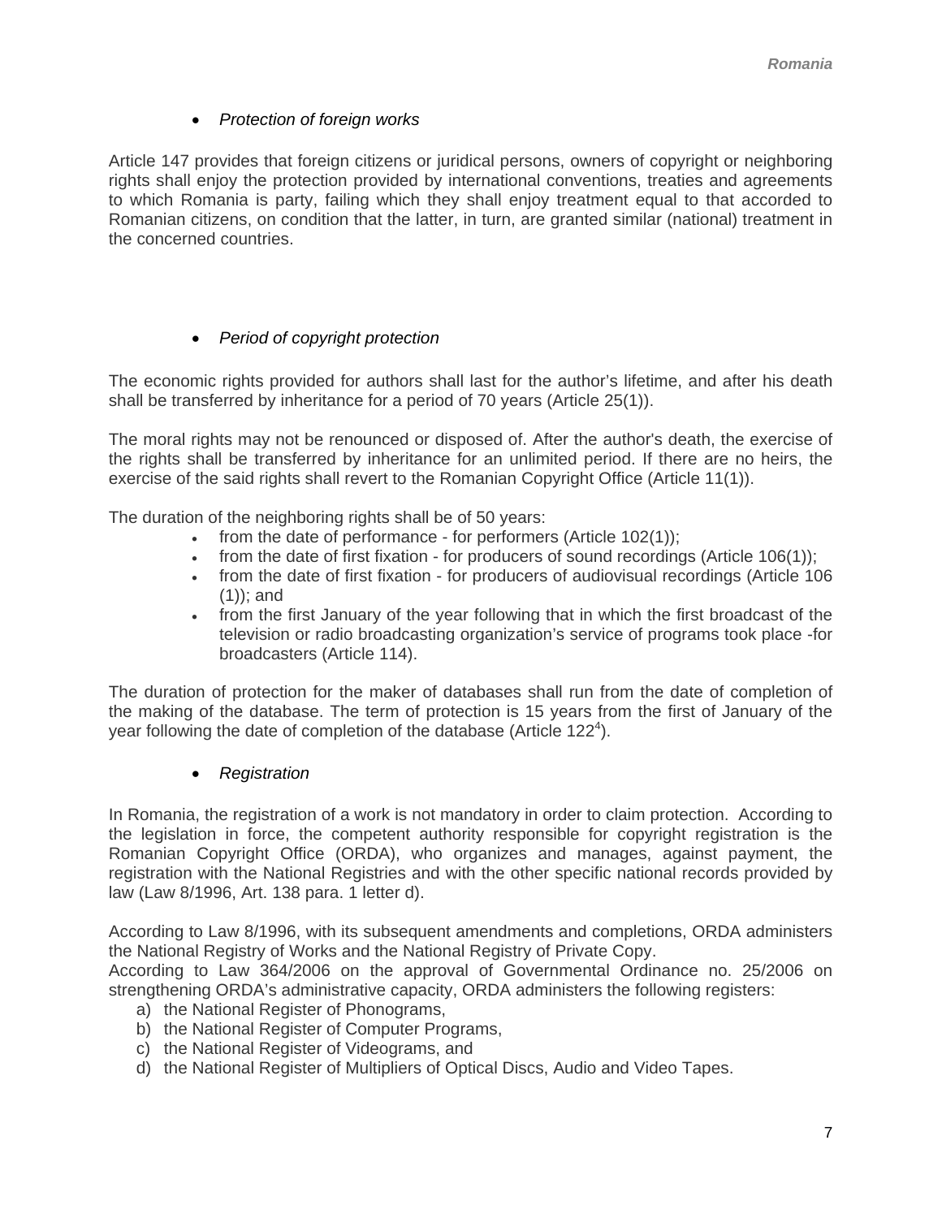- *Protection of foreign works*

Article 147 provides that foreign citizens or juridical persons, owners of copyright or neighboring rights shall enjoy the protection provided by international conventions, treaties and agreements to which Romania is party, failing which they shall enjoy treatment equal to that accorded to Romanian citizens, on condition that the latter, in turn, are granted similar (national) treatment in the concerned countries.

- *Period of copyright protection*

The economic rights provided for authors shall last for the author's lifetime, and after his death shall be transferred by inheritance for a period of 70 years (Article 25(1)).

The moral rights may not be renounced or disposed of. After the author's death, the exercise of the rights shall be transferred by inheritance for an unlimited period. If there are no heirs, the exercise of the said rights shall revert to the Romanian Copyright Office (Article 11(1)).

The duration of the neighboring rights shall be of 50 years:

- from the date of performance - for performers (Article 102(1));
- from the date of first fixation - for producers of sound recordings (Article 106(1));
- from the date of first fixation - for producers of audiovisual recordings (Article 106 (1)); and
- from the first January of the year following that in which the first broadcast of the television or radio broadcasting organization's service of programs took place -for broadcasters (Article 114).

The duration of protection for the maker of databases shall run from the date of completion of the making of the database. The term of protection is 15 years from the first of January of the year following the date of completion of the database (Article 122[4]).

- *Registration*

In Romania, the registration of a work is not mandatory in order to claim protection. According to the legislation in force, the competent authority responsible for copyright registration is the Romanian Copyright Office (ORDA), who organizes and manages, against payment, the registration with the National Registries and with the other specific national records provided by law (Law 8/1996, Art. 138 para. 1 letter d).

According to Law 8/1996, with its subsequent amendments and completions, ORDA administers the National Registry of Works and the National Registry of Private Copy.
According to Law 364/2006 on the approval of Governmental Ordinance no. 25/2006 on strengthening ORDA's administrative capacity, ORDA administers the following registers:

a) the National Register of Phonograms,
b) the National Register of Computer Programs,
c) the National Register of Videograms, and
d) the National Register of Multipliers of Optical Discs, Audio and Video Tapes.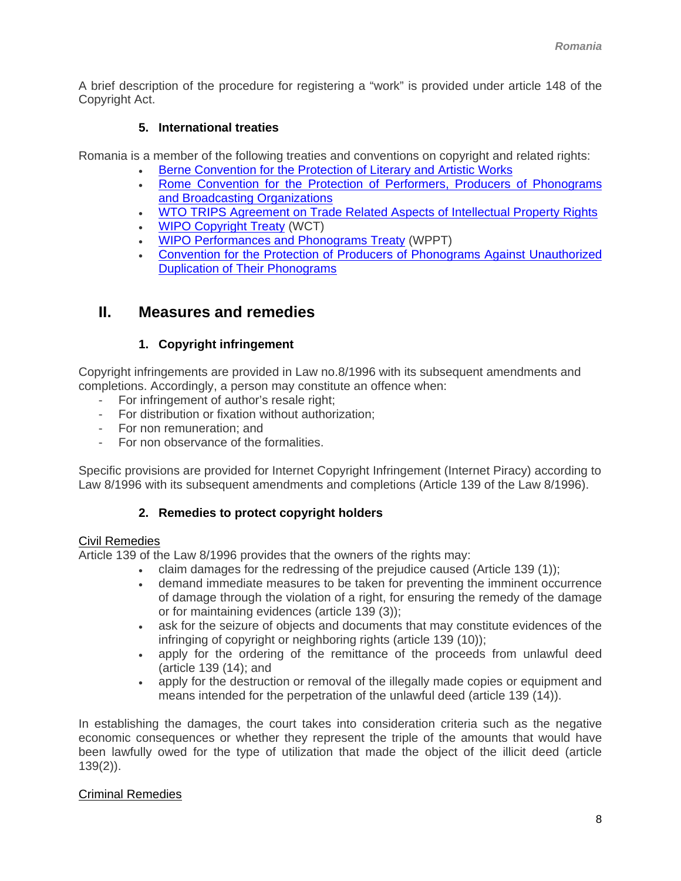A brief description of the procedure for registering a "work" is provided under article 148 of the Copyright Act.

### 5. International treaties

Romania is a member of the following treaties and conventions on copyright and related rights:

- Berne Convention for the Protection of Literary and Artistic Works
- Rome Convention for the Protection of Performers, Producers of Phonograms and Broadcasting Organizations
- WTO TRIPS Agreement on Trade Related Aspects of Intellectual Property Rights
- WIPO Copyright Treaty (WCT)
- WIPO Performances and Phonograms Treaty (WPPT)
- Convention for the Protection of Producers of Phonograms Against Unauthorized Duplication of Their Phonograms

## II. Measures and remedies

### 1. Copyright infringement

Copyright infringements are provided in Law no.8/1996 with its subsequent amendments and completions. Accordingly, a person may constitute an offence when:

- For infringement of author's resale right;
- For distribution or fixation without authorization;
- For non remuneration; and
- For non observance of the formalities.

Specific provisions are provided for Internet Copyright Infringement (Internet Piracy) according to Law 8/1996 with its subsequent amendments and completions (Article 139 of the Law 8/1996).

### 2. Remedies to protect copyright holders

Civil Remedies

Article 139 of the Law 8/1996 provides that the owners of the rights may:

- claim damages for the redressing of the prejudice caused (Article 139 (1));
- demand immediate measures to be taken for preventing the imminent occurrence of damage through the violation of a right, for ensuring the remedy of the damage or for maintaining evidences (article 139 (3));
- ask for the seizure of objects and documents that may constitute evidences of the infringing of copyright or neighboring rights (article 139 (10));
- apply for the ordering of the remittance of the proceeds from unlawful deed (article 139 (14); and
- apply for the destruction or removal of the illegally made copies or equipment and means intended for the perpetration of the unlawful deed (article 139 (14)).

In establishing the damages, the court takes into consideration criteria such as the negative economic consequences or whether they represent the triple of the amounts that would have been lawfully owed for the type of utilization that made the object of the illicit deed (article 139(2)).

Criminal Remedies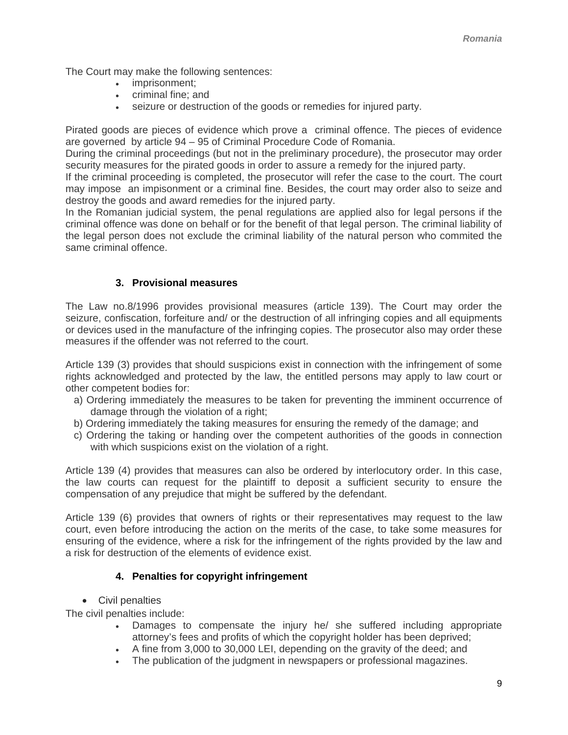The Court may make the following sentences:

- imprisonment;
- criminal fine; and
- seizure or destruction of the goods or remedies for injured party.

Pirated goods are pieces of evidence which prove a criminal offence. The pieces of evidence are governed by article 94 – 95 of Criminal Procedure Code of Romania.
During the criminal proceedings (but not in the preliminary procedure), the prosecutor may order security measures for the pirated goods in order to assure a remedy for the injured party.
If the criminal proceeding is completed, the prosecutor will refer the case to the court. The court may impose an impisonment or a criminal fine. Besides, the court may order also to seize and destroy the goods and award remedies for the injured party.
In the Romanian judicial system, the penal regulations are applied also for legal persons if the criminal offence was done on behalf or for the benefit of that legal person. The criminal liability of the legal person does not exclude the criminal liability of the natural person who commited the same criminal offence.

### 3. Provisional measures

The Law no.8/1996 provides provisional measures (article 139). The Court may order the seizure, confiscation, forfeiture and/ or the destruction of all infringing copies and all equipments or devices used in the manufacture of the infringing copies. The prosecutor also may order these measures if the offender was not referred to the court.

Article 139 (3) provides that should suspicions exist in connection with the infringement of some rights acknowledged and protected by the law, the entitled persons may apply to law court or other competent bodies for:

a) Ordering immediately the measures to be taken for preventing the imminent occurrence of damage through the violation of a right;
b) Ordering immediately the taking measures for ensuring the remedy of the damage; and
c) Ordering the taking or handing over the competent authorities of the goods in connection with which suspicions exist on the violation of a right.

Article 139 (4) provides that measures can also be ordered by interlocutory order. In this case, the law courts can request for the plaintiff to deposit a sufficient security to ensure the compensation of any prejudice that might be suffered by the defendant.

Article 139 (6) provides that owners of rights or their representatives may request to the law court, even before introducing the action on the merits of the case, to take some measures for ensuring of the evidence, where a risk for the infringement of the rights provided by the law and a risk for destruction of the elements of evidence exist.

### 4. Penalties for copyright infringement

- Civil penalties

The civil penalties include:

- Damages to compensate the injury he/ she suffered including appropriate attorney's fees and profits of which the copyright holder has been deprived;
- A fine from 3,000 to 30,000 LEI, depending on the gravity of the deed; and
- The publication of the judgment in newspapers or professional magazines.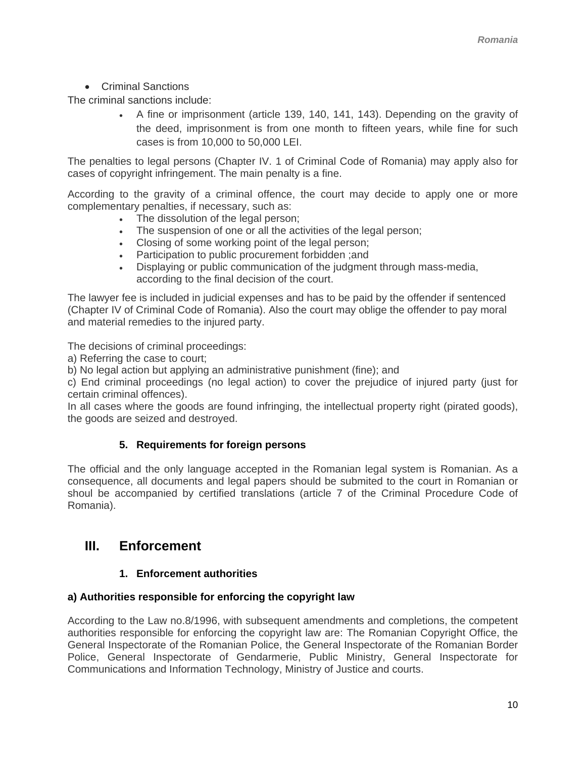- Criminal Sanctions

The criminal sanctions include:

- A fine or imprisonment (article 139, 140, 141, 143). Depending on the gravity of the deed, imprisonment is from one month to fifteen years, while fine for such cases is from 10,000 to 50,000 LEI.

The penalties to legal persons (Chapter IV. 1 of Criminal Code of Romania) may apply also for cases of copyright infringement. The main penalty is a fine.

According to the gravity of a criminal offence, the court may decide to apply one or more complementary penalties, if necessary, such as:

- The dissolution of the legal person;
- The suspension of one or all the activities of the legal person;
- Closing of some working point of the legal person;
- Participation to public procurement forbidden ;and
- Displaying or public communication of the judgment through mass-media, according to the final decision of the court.

The lawyer fee is included in judicial expenses and has to be paid by the offender if sentenced (Chapter IV of Criminal Code of Romania). Also the court may oblige the offender to pay moral and material remedies to the injured party.

The decisions of criminal proceedings:
a) Referring the case to court;
b) No legal action but applying an administrative punishment (fine); and
c) End criminal proceedings (no legal action) to cover the prejudice of injured party (just for certain criminal offences).
In all cases where the goods are found infringing, the intellectual property right (pirated goods), the goods are seized and destroyed.

### 5. Requirements for foreign persons

The official and the only language accepted in the Romanian legal system is Romanian. As a consequence, all documents and legal papers should be submited to the court in Romanian or shoul be accompanied by certified translations (article 7 of the Criminal Procedure Code of Romania).

## III. Enforcement

### 1. Enforcement authorities

#### a) Authorities responsible for enforcing the copyright law

According to the Law no.8/1996, with subsequent amendments and completions, the competent authorities responsible for enforcing the copyright law are: The Romanian Copyright Office, the General Inspectorate of the Romanian Police, the General Inspectorate of the Romanian Border Police, General Inspectorate of Gendarmerie, Public Ministry, General Inspectorate for Communications and Information Technology, Ministry of Justice and courts.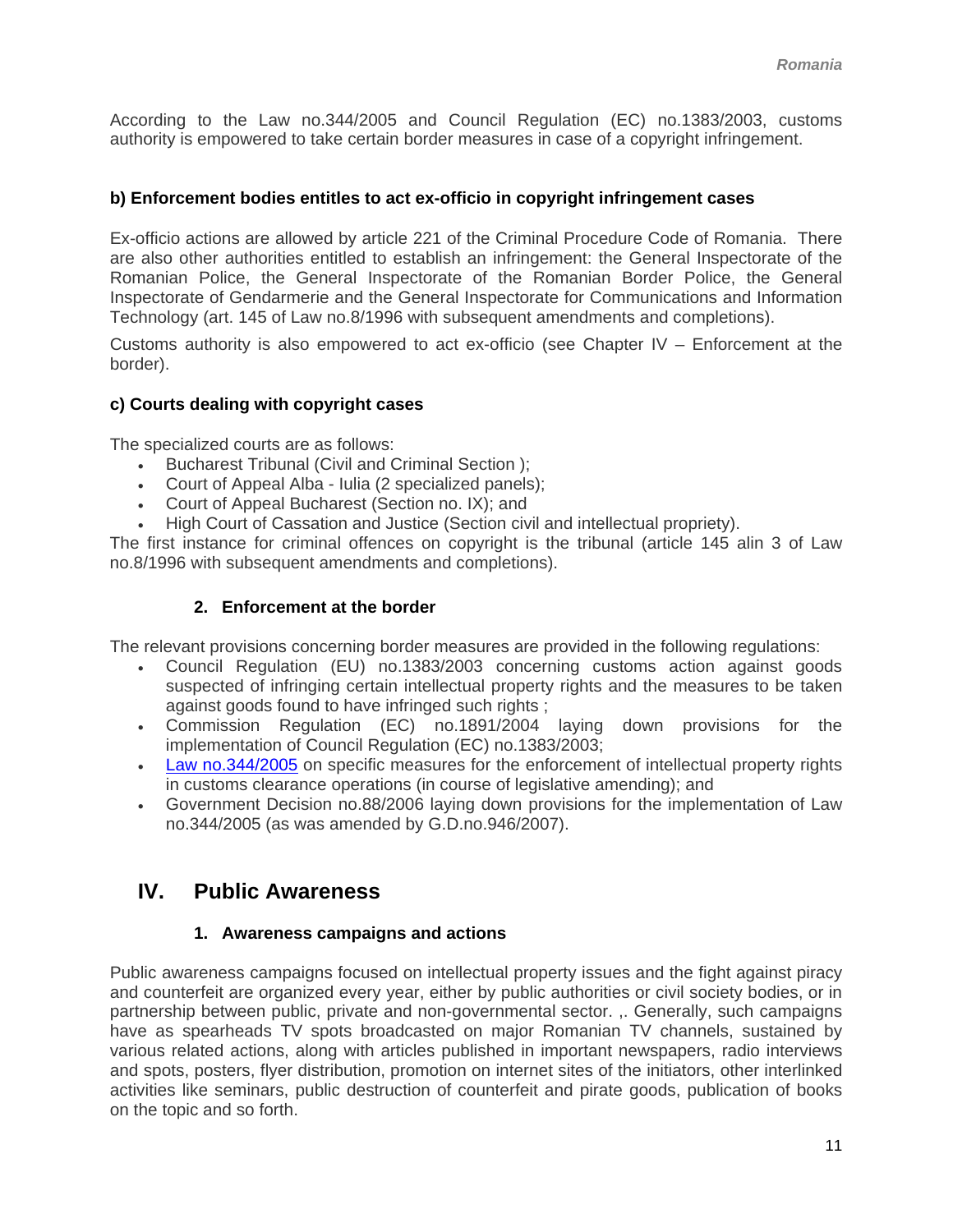According to the Law no.344/2005 and Council Regulation (EC) no.1383/2003, customs authority is empowered to take certain border measures in case of a copyright infringement.

#### b) Enforcement bodies entitles to act ex-officio in copyright infringement cases

Ex-officio actions are allowed by article 221 of the Criminal Procedure Code of Romania. There are also other authorities entitled to establish an infringement: the General Inspectorate of the Romanian Police, the General Inspectorate of the Romanian Border Police, the General Inspectorate of Gendarmerie and the General Inspectorate for Communications and Information Technology (art. 145 of Law no.8/1996 with subsequent amendments and completions).

Customs authority is also empowered to act ex-officio (see Chapter IV – Enforcement at the border).

#### c) Courts dealing with copyright cases

The specialized courts are as follows:

- Bucharest Tribunal (Civil and Criminal Section );
- Court of Appeal Alba - Iulia (2 specialized panels);
- Court of Appeal Bucharest (Section no. IX); and
- High Court of Cassation and Justice (Section civil and intellectual propriety).

The first instance for criminal offences on copyright is the tribunal (article 145 alin 3 of Law no.8/1996 with subsequent amendments and completions).

### 2. Enforcement at the border

The relevant provisions concerning border measures are provided in the following regulations:

- Council Regulation (EU) no.1383/2003 concerning customs action against goods suspected of infringing certain intellectual property rights and the measures to be taken against goods found to have infringed such rights ;
- Commission Regulation (EC) no.1891/2004 laying down provisions for the implementation of Council Regulation (EC) no.1383/2003;
- Law no.344/2005 on specific measures for the enforcement of intellectual property rights in customs clearance operations (in course of legislative amending); and
- Government Decision no.88/2006 laying down provisions for the implementation of Law no.344/2005 (as was amended by G.D.no.946/2007).

## IV. Public Awareness

### 1. Awareness campaigns and actions

Public awareness campaigns focused on intellectual property issues and the fight against piracy and counterfeit are organized every year, either by public authorities or civil society bodies, or in partnership between public, private and non-governmental sector. ,. Generally, such campaigns have as spearheads TV spots broadcasted on major Romanian TV channels, sustained by various related actions, along with articles published in important newspapers, radio interviews and spots, posters, flyer distribution, promotion on internet sites of the initiators, other interlinked activities like seminars, public destruction of counterfeit and pirate goods, publication of books on the topic and so forth.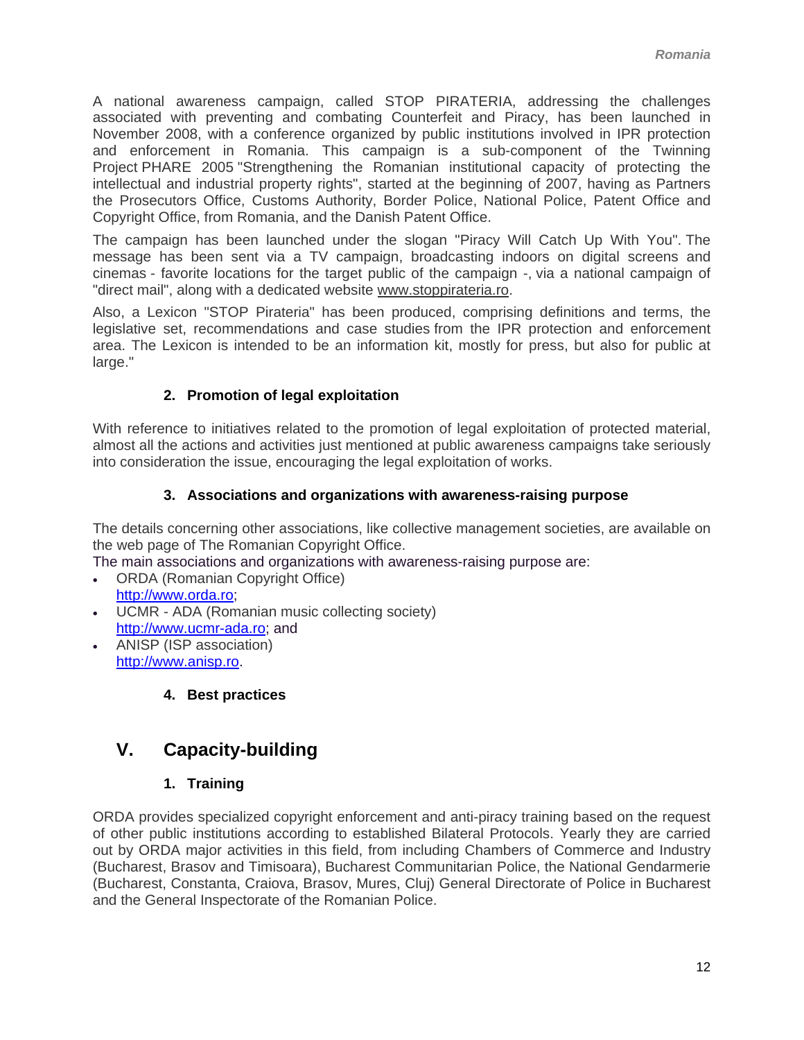A national awareness campaign, called STOP PIRATERIA, addressing the challenges associated with preventing and combating Counterfeit and Piracy, has been launched in November 2008, with a conference organized by public institutions involved in IPR protection and enforcement in Romania. This campaign is a sub-component of the Twinning Project PHARE 2005 "Strengthening the Romanian institutional capacity of protecting the intellectual and industrial property rights", started at the beginning of 2007, having as Partners the Prosecutors Office, Customs Authority, Border Police, National Police, Patent Office and Copyright Office, from Romania, and the Danish Patent Office.

The campaign has been launched under the slogan "Piracy Will Catch Up With You". The message has been sent via a TV campaign, broadcasting indoors on digital screens and cinemas - favorite locations for the target public of the campaign -, via a national campaign of "direct mail", along with a dedicated website www.stoppirateria.ro.

Also, a Lexicon "STOP Pirateria" has been produced, comprising definitions and terms, the legislative set, recommendations and case studies from the IPR protection and enforcement area. The Lexicon is intended to be an information kit, mostly for press, but also for public at large."

### 2. Promotion of legal exploitation

With reference to initiatives related to the promotion of legal exploitation of protected material, almost all the actions and activities just mentioned at public awareness campaigns take seriously into consideration the issue, encouraging the legal exploitation of works.

### 3. Associations and organizations with awareness-raising purpose

The details concerning other associations, like collective management societies, are available on the web page of The Romanian Copyright Office.
The main associations and organizations with awareness-raising purpose are:

- ORDA (Romanian Copyright Office)
  http://www.orda.ro;
- UCMR - ADA (Romanian music collecting society)
  http://www.ucmr-ada.ro; and
- ANISP (ISP association)
  http://www.anisp.ro.

### 4. Best practices

## V. Capacity-building

### 1. Training

ORDA provides specialized copyright enforcement and anti-piracy training based on the request of other public institutions according to established Bilateral Protocols. Yearly they are carried out by ORDA major activities in this field, from including Chambers of Commerce and Industry (Bucharest, Brasov and Timisoara), Bucharest Communitarian Police, the National Gendarmerie (Bucharest, Constanta, Craiova, Brasov, Mures, Cluj) General Directorate of Police in Bucharest and the General Inspectorate of the Romanian Police.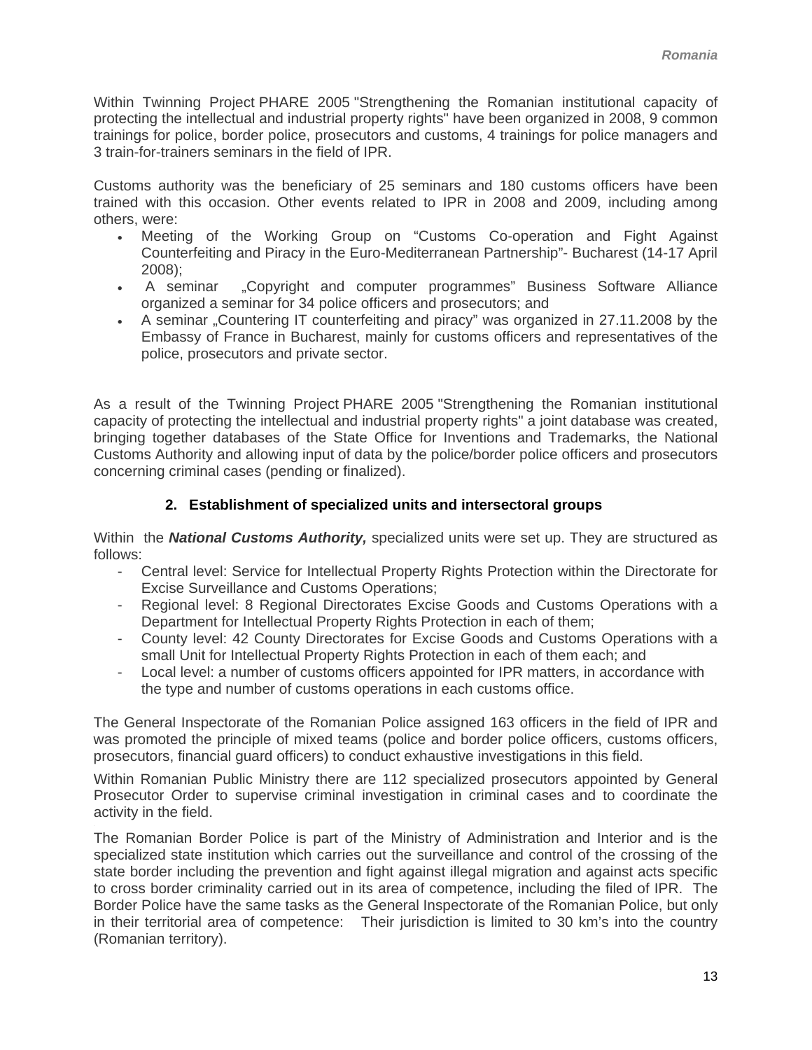Within Twinning Project PHARE 2005 "Strengthening the Romanian institutional capacity of protecting the intellectual and industrial property rights" have been organized in 2008, 9 common trainings for police, border police, prosecutors and customs, 4 trainings for police managers and 3 train-for-trainers seminars in the field of IPR.

Customs authority was the beneficiary of 25 seminars and 180 customs officers have been trained with this occasion. Other events related to IPR in 2008 and 2009, including among others, were:

- Meeting of the Working Group on "Customs Co-operation and Fight Against Counterfeiting and Piracy in the Euro-Mediterranean Partnership"- Bucharest (14-17 April 2008);
- A seminar „Copyright and computer programmes" Business Software Alliance organized a seminar for 34 police officers and prosecutors; and
- A seminar „Countering IT counterfeiting and piracy" was organized in 27.11.2008 by the Embassy of France in Bucharest, mainly for customs officers and representatives of the police, prosecutors and private sector.

As a result of the Twinning Project PHARE 2005 "Strengthening the Romanian institutional capacity of protecting the intellectual and industrial property rights" a joint database was created, bringing together databases of the State Office for Inventions and Trademarks, the National Customs Authority and allowing input of data by the police/border police officers and prosecutors concerning criminal cases (pending or finalized).

## 2. Establishment of specialized units and intersectoral groups

Within the ***National Customs Authority,*** specialized units were set up. They are structured as follows:

- Central level: Service for Intellectual Property Rights Protection within the Directorate for Excise Surveillance and Customs Operations;
- Regional level: 8 Regional Directorates Excise Goods and Customs Operations with a Department for Intellectual Property Rights Protection in each of them;
- County level: 42 County Directorates for Excise Goods and Customs Operations with a small Unit for Intellectual Property Rights Protection in each of them each; and
- Local level: a number of customs officers appointed for IPR matters, in accordance with the type and number of customs operations in each customs office.

The General Inspectorate of the Romanian Police assigned 163 officers in the field of IPR and was promoted the principle of mixed teams (police and border police officers, customs officers, prosecutors, financial guard officers) to conduct exhaustive investigations in this field.

Within Romanian Public Ministry there are 112 specialized prosecutors appointed by General Prosecutor Order to supervise criminal investigation in criminal cases and to coordinate the activity in the field.

The Romanian Border Police is part of the Ministry of Administration and Interior and is the specialized state institution which carries out the surveillance and control of the crossing of the state border including the prevention and fight against illegal migration and against acts specific to cross border criminality carried out in its area of competence, including the filed of IPR. The Border Police have the same tasks as the General Inspectorate of the Romanian Police, but only in their territorial area of competence: Their jurisdiction is limited to 30 km's into the country (Romanian territory).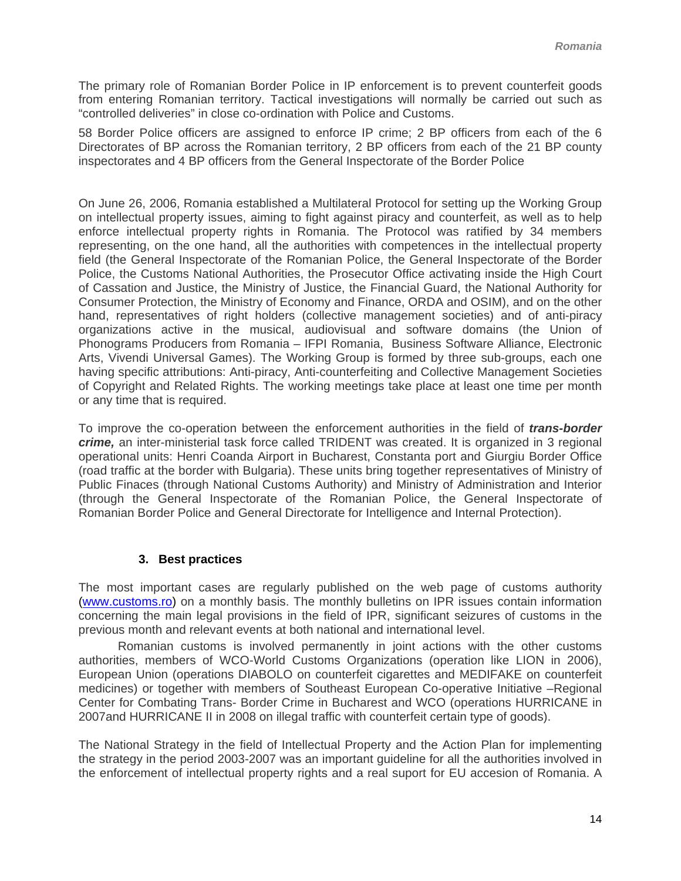The primary role of Romanian Border Police in IP enforcement is to prevent counterfeit goods from entering Romanian territory. Tactical investigations will normally be carried out such as "controlled deliveries" in close co-ordination with Police and Customs.

58 Border Police officers are assigned to enforce IP crime; 2 BP officers from each of the 6 Directorates of BP across the Romanian territory, 2 BP officers from each of the 21 BP county inspectorates and 4 BP officers from the General Inspectorate of the Border Police

On June 26, 2006, Romania established a Multilateral Protocol for setting up the Working Group on intellectual property issues, aiming to fight against piracy and counterfeit, as well as to help enforce intellectual property rights in Romania. The Protocol was ratified by 34 members representing, on the one hand, all the authorities with competences in the intellectual property field (the General Inspectorate of the Romanian Police, the General Inspectorate of the Border Police, the Customs National Authorities, the Prosecutor Office activating inside the High Court of Cassation and Justice, the Ministry of Justice, the Financial Guard, the National Authority for Consumer Protection, the Ministry of Economy and Finance, ORDA and OSIM), and on the other hand, representatives of right holders (collective management societies) and of anti-piracy organizations active in the musical, audiovisual and software domains (the Union of Phonograms Producers from Romania – IFPI Romania, Business Software Alliance, Electronic Arts, Vivendi Universal Games). The Working Group is formed by three sub-groups, each one having specific attributions: Anti-piracy, Anti-counterfeiting and Collective Management Societies of Copyright and Related Rights. The working meetings take place at least one time per month or any time that is required.

To improve the co-operation between the enforcement authorities in the field of ***trans-border crime,*** an inter-ministerial task force called TRIDENT was created. It is organized in 3 regional operational units: Henri Coanda Airport in Bucharest, Constanta port and Giurgiu Border Office (road traffic at the border with Bulgaria). These units bring together representatives of Ministry of Public Finaces (through National Customs Authority) and Ministry of Administration and Interior (through the General Inspectorate of the Romanian Police, the General Inspectorate of Romanian Border Police and General Directorate for Intelligence and Internal Protection).

### 3. Best practices

The most important cases are regularly published on the web page of customs authority (www.customs.ro) on a monthly basis. The monthly bulletins on IPR issues contain information concerning the main legal provisions in the field of IPR, significant seizures of customs in the previous month and relevant events at both national and international level.

Romanian customs is involved permanently in joint actions with the other customs authorities, members of WCO-World Customs Organizations (operation like LION in 2006), European Union (operations DIABOLO on counterfeit cigarettes and MEDIFAKE on counterfeit medicines) or together with members of Southeast European Co-operative Initiative –Regional Center for Combating Trans- Border Crime in Bucharest and WCO (operations HURRICANE in 2007and HURRICANE II in 2008 on illegal traffic with counterfeit certain type of goods).

The National Strategy in the field of Intellectual Property and the Action Plan for implementing the strategy in the period 2003-2007 was an important guideline for all the authorities involved in the enforcement of intellectual property rights and a real suport for EU accesion of Romania. A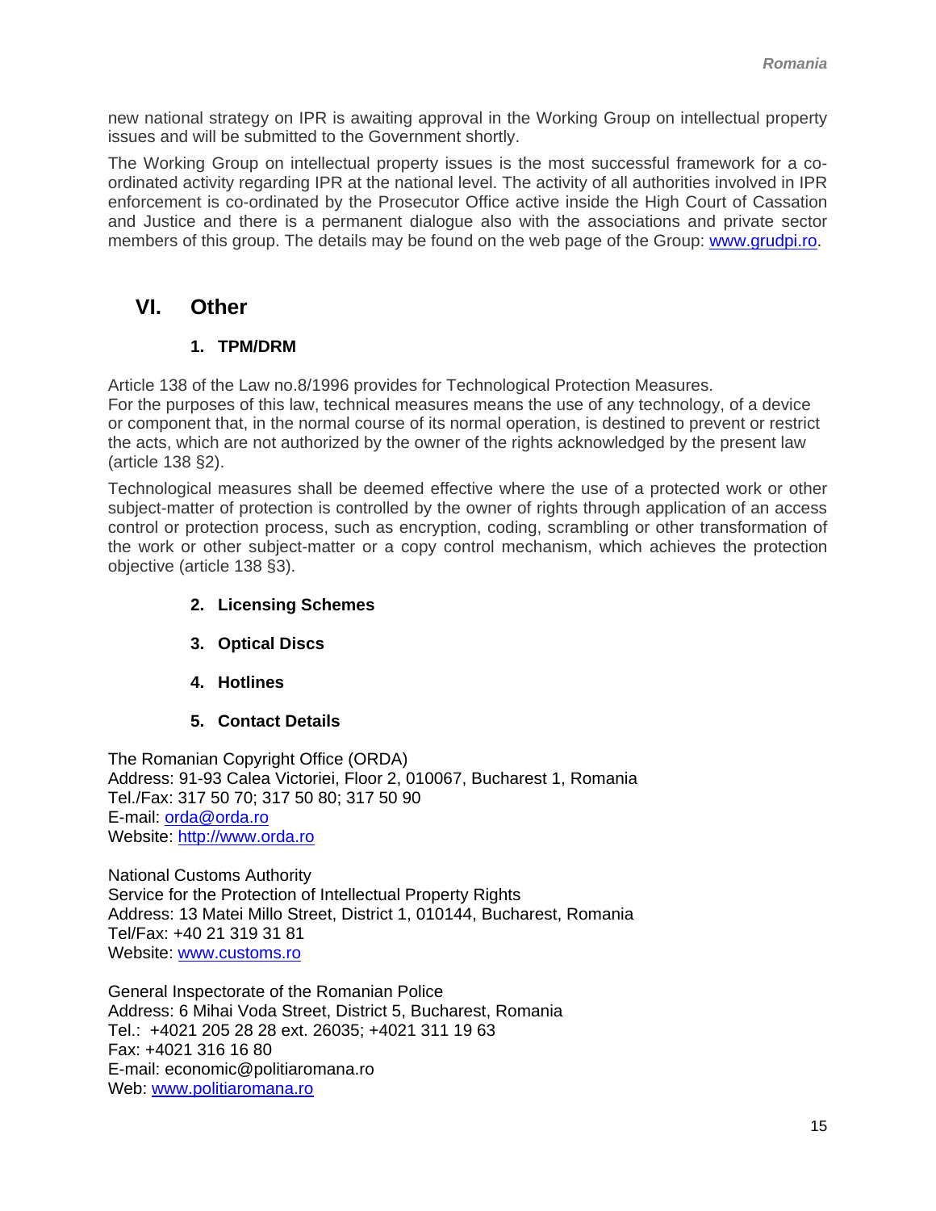new national strategy on IPR is awaiting approval in the Working Group on intellectual property issues and will be submitted to the Government shortly.

The Working Group on intellectual property issues is the most successful framework for a co-ordinated activity regarding IPR at the national level. The activity of all authorities involved in IPR enforcement is co-ordinated by the Prosecutor Office active inside the High Court of Cassation and Justice and there is a permanent dialogue also with the associations and private sector members of this group. The details may be found on the web page of the Group: www.grudpi.ro.

## VI. Other

### 1. TPM/DRM

Article 138 of the Law no.8/1996 provides for Technological Protection Measures.
For the purposes of this law, technical measures means the use of any technology, of a device or component that, in the normal course of its normal operation, is destined to prevent or restrict the acts, which are not authorized by the owner of the rights acknowledged by the present law (article 138 §2).

Technological measures shall be deemed effective where the use of a protected work or other subject-matter of protection is controlled by the owner of rights through application of an access control or protection process, such as encryption, coding, scrambling or other transformation of the work or other subject-matter or a copy control mechanism, which achieves the protection objective (article 138 §3).

### 2. Licensing Schemes

### 3. Optical Discs

### 4. Hotlines

### 5. Contact Details

The Romanian Copyright Office (ORDA)
Address: 91-93 Calea Victoriei, Floor 2, 010067, Bucharest 1, Romania
Tel./Fax: 317 50 70; 317 50 80; 317 50 90
E-mail: orda@orda.ro
Website: http://www.orda.ro

National Customs Authority
Service for the Protection of Intellectual Property Rights
Address: 13 Matei Millo Street, District 1, 010144, Bucharest, Romania
Tel/Fax: +40 21 319 31 81
Website: www.customs.ro

General Inspectorate of the Romanian Police
Address: 6 Mihai Voda Street, District 5, Bucharest, Romania
Tel.: +4021 205 28 28 ext. 26035; +4021 311 19 63
Fax: +4021 316 16 80
E-mail: economic@politiaromana.ro
Web: www.politiaromana.ro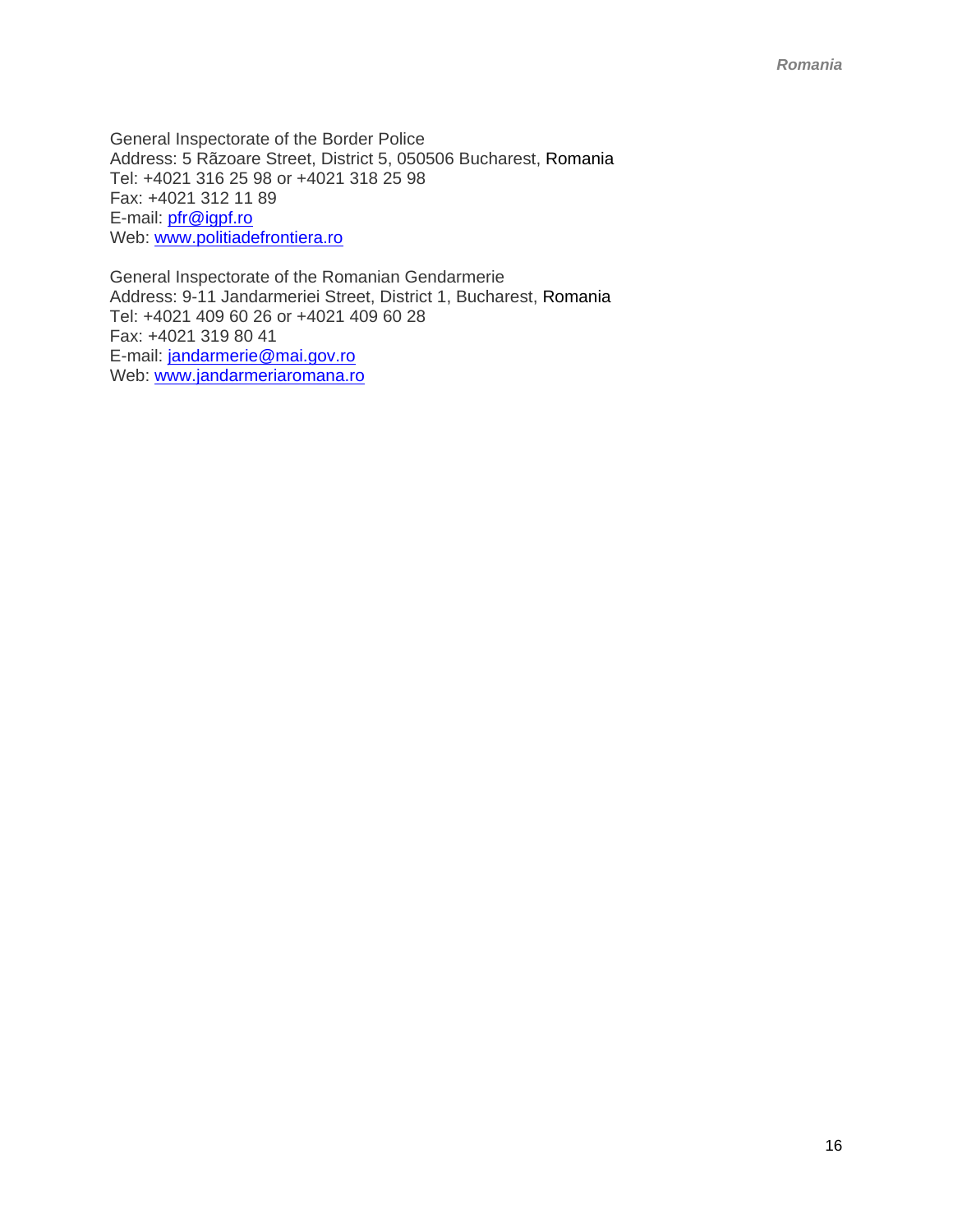General Inspectorate of the Border Police
Address: 5 Rãzoare Street, District 5, 050506 Bucharest, Romania
Tel: +4021 316 25 98 or +4021 318 25 98
Fax: +4021 312 11 89
E-mail: pfr@igpf.ro
Web: www.politiadefrontiera.ro

General Inspectorate of the Romanian Gendarmerie
Address: 9-11 Jandarmeriei Street, District 1, Bucharest, Romania
Tel: +4021 409 60 26 or +4021 409 60 28
Fax: +4021 319 80 41
E-mail: jandarmerie@mai.gov.ro
Web: www.jandarmeriaromana.ro